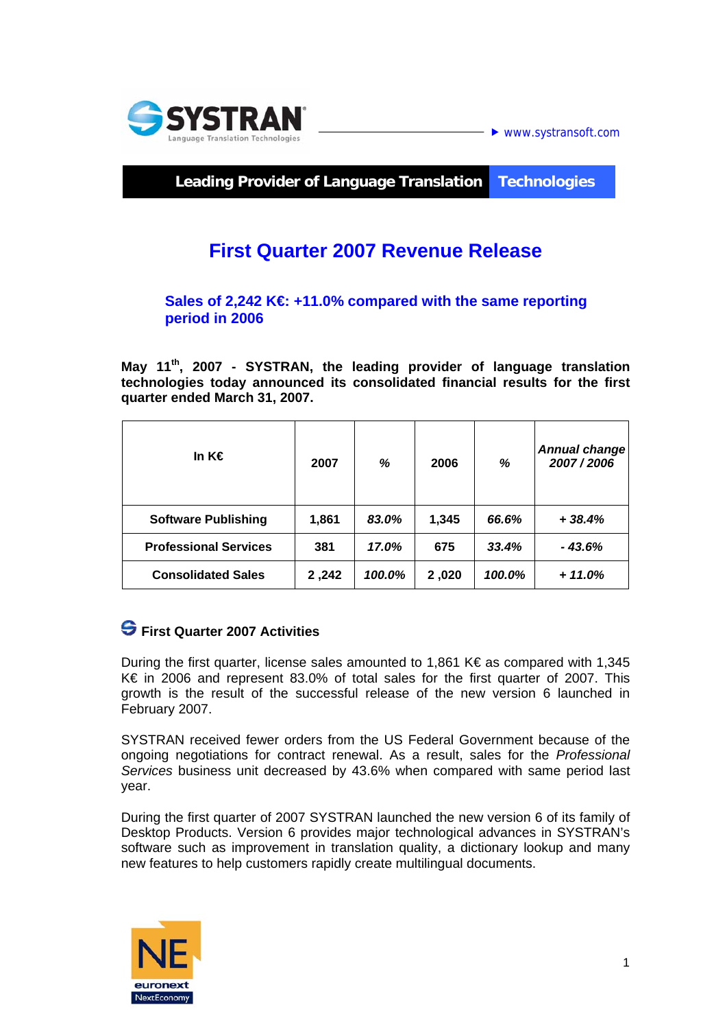SYSTRAN
Language Translation Technologies

www.systransoft.com

**Leading Provider of Language Translation Technologies**

# First Quarter 2007 Revenue Release

## Sales of 2,242 K€: +11.0% compared with the same reporting period in 2006

**May 11th, 2007 - SYSTRAN, the leading provider of language translation technologies today announced its consolidated financial results for the first quarter ended March 31, 2007.**

| In K€ | 2007 | *%* | 2006 | *%* | *Annual change 2007 / 2006* |
|---|---|---|---|---|---|
| **Software Publishing** | **1,861** | ***83.0%*** | **1,345** | ***66.6%*** | ***+ 38.4%*** |
| **Professional Services** | **381** | ***17.0%*** | **675** | ***33.4%*** | ***- 43.6%*** |
| **Consolidated Sales** | **2 ,242** | ***100.0%*** | **2 ,020** | ***100.0%*** | ***+ 11.0%*** |

### First Quarter 2007 Activities

During the first quarter, license sales amounted to 1,861 K€ as compared with 1,345 K€ in 2006 and represent 83.0% of total sales for the first quarter of 2007. This growth is the result of the successful release of the new version 6 launched in February 2007.

SYSTRAN received fewer orders from the US Federal Government because of the ongoing negotiations for contract renewal. As a result, sales for the *Professional Services* business unit decreased by 43.6% when compared with same period last year.

During the first quarter of 2007 SYSTRAN launched the new version 6 of its family of Desktop Products. Version 6 provides major technological advances in SYSTRAN's software such as improvement in translation quality, a dictionary lookup and many new features to help customers rapidly create multilingual documents.

NE euronext NextEconomy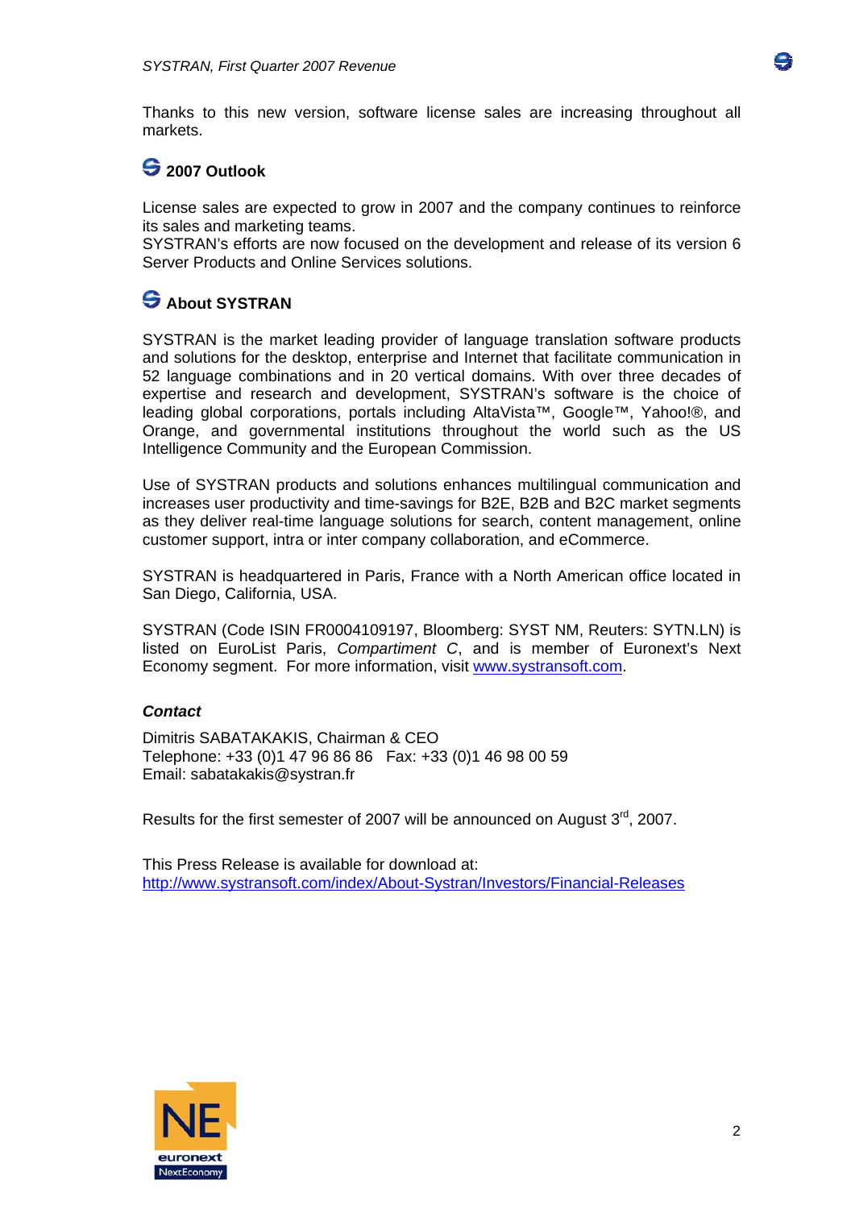Thanks to this new version, software license sales are increasing throughout all markets.

## 2007 Outlook

License sales are expected to grow in 2007 and the company continues to reinforce its sales and marketing teams.
SYSTRAN's efforts are now focused on the development and release of its version 6 Server Products and Online Services solutions.

## About SYSTRAN

SYSTRAN is the market leading provider of language translation software products and solutions for the desktop, enterprise and Internet that facilitate communication in 52 language combinations and in 20 vertical domains. With over three decades of expertise and research and development, SYSTRAN's software is the choice of leading global corporations, portals including AltaVista™, Google™, Yahoo!®, and Orange, and governmental institutions throughout the world such as the US Intelligence Community and the European Commission.

Use of SYSTRAN products and solutions enhances multilingual communication and increases user productivity and time-savings for B2E, B2B and B2C market segments as they deliver real-time language solutions for search, content management, online customer support, intra or inter company collaboration, and eCommerce.

SYSTRAN is headquartered in Paris, France with a North American office located in San Diego, California, USA.

SYSTRAN (Code ISIN FR0004109197, Bloomberg: SYST NM, Reuters: SYTN.LN) is listed on EuroList Paris, *Compartiment C*, and is member of Euronext's Next Economy segment. For more information, visit www.systransoft.com.

***Contact***

Dimitris SABATAKAKIS, Chairman & CEO
Telephone: +33 (0)1 47 96 86 86 Fax: +33 (0)1 46 98 00 59
Email: sabatakakis@systran.fr

Results for the first semester of 2007 will be announced on August 3rd, 2007.

This Press Release is available for download at:
http://www.systransoft.com/index/About-Systran/Investors/Financial-Releases

NE euronext NextEconomy